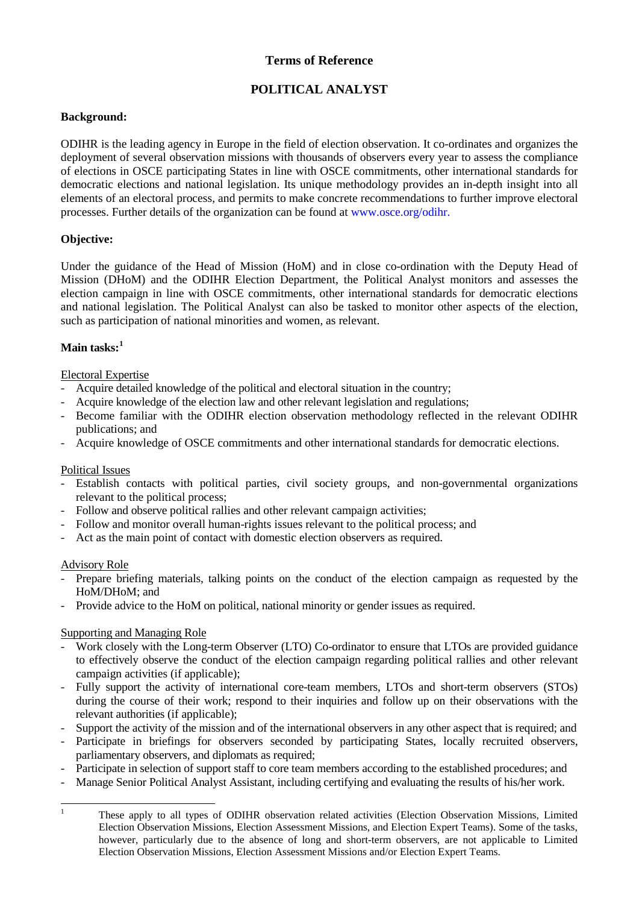# Terms of Reference

## POLITICAL ANALYST

**Background:**

ODIHR is the leading agency in Europe in the field of election observation. It co-ordinates and organizes the deployment of several observation missions with thousands of observers every year to assess the compliance of elections in OSCE participating States in line with OSCE commitments, other international standards for democratic elections and national legislation. Its unique methodology provides an in-depth insight into all elements of an electoral process, and permits to make concrete recommendations to further improve electoral processes. Further details of the organization can be found at www.osce.org/odihr.

**Objective:**

Under the guidance of the Head of Mission (HoM) and in close co-ordination with the Deputy Head of Mission (DHoM) and the ODIHR Election Department, the Political Analyst monitors and assesses the election campaign in line with OSCE commitments, other international standards for democratic elections and national legislation. The Political Analyst can also be tasked to monitor other aspects of the election, such as participation of national minorities and women, as relevant.

**Main tasks:**[1]

Electoral Expertise

- Acquire detailed knowledge of the political and electoral situation in the country;
- Acquire knowledge of the election law and other relevant legislation and regulations;
- Become familiar with the ODIHR election observation methodology reflected in the relevant ODIHR publications; and
- Acquire knowledge of OSCE commitments and other international standards for democratic elections.

Political Issues

- Establish contacts with political parties, civil society groups, and non-governmental organizations relevant to the political process;
- Follow and observe political rallies and other relevant campaign activities;
- Follow and monitor overall human-rights issues relevant to the political process; and
- Act as the main point of contact with domestic election observers as required.

Advisory Role

- Prepare briefing materials, talking points on the conduct of the election campaign as requested by the HoM/DHoM; and
- Provide advice to the HoM on political, national minority or gender issues as required.

Supporting and Managing Role

- Work closely with the Long-term Observer (LTO) Co-ordinator to ensure that LTOs are provided guidance to effectively observe the conduct of the election campaign regarding political rallies and other relevant campaign activities (if applicable);
- Fully support the activity of international core-team members, LTOs and short-term observers (STOs) during the course of their work; respond to their inquiries and follow up on their observations with the relevant authorities (if applicable);
- Support the activity of the mission and of the international observers in any other aspect that is required; and
- Participate in briefings for observers seconded by participating States, locally recruited observers, parliamentary observers, and diplomats as required;
- Participate in selection of support staff to core team members according to the established procedures; and
- Manage Senior Political Analyst Assistant, including certifying and evaluating the results of his/her work.

---

[1] These apply to all types of ODIHR observation related activities (Election Observation Missions, Limited Election Observation Missions, Election Assessment Missions, and Election Expert Teams). Some of the tasks, however, particularly due to the absence of long and short-term observers, are not applicable to Limited Election Observation Missions, Election Assessment Missions and/or Election Expert Teams.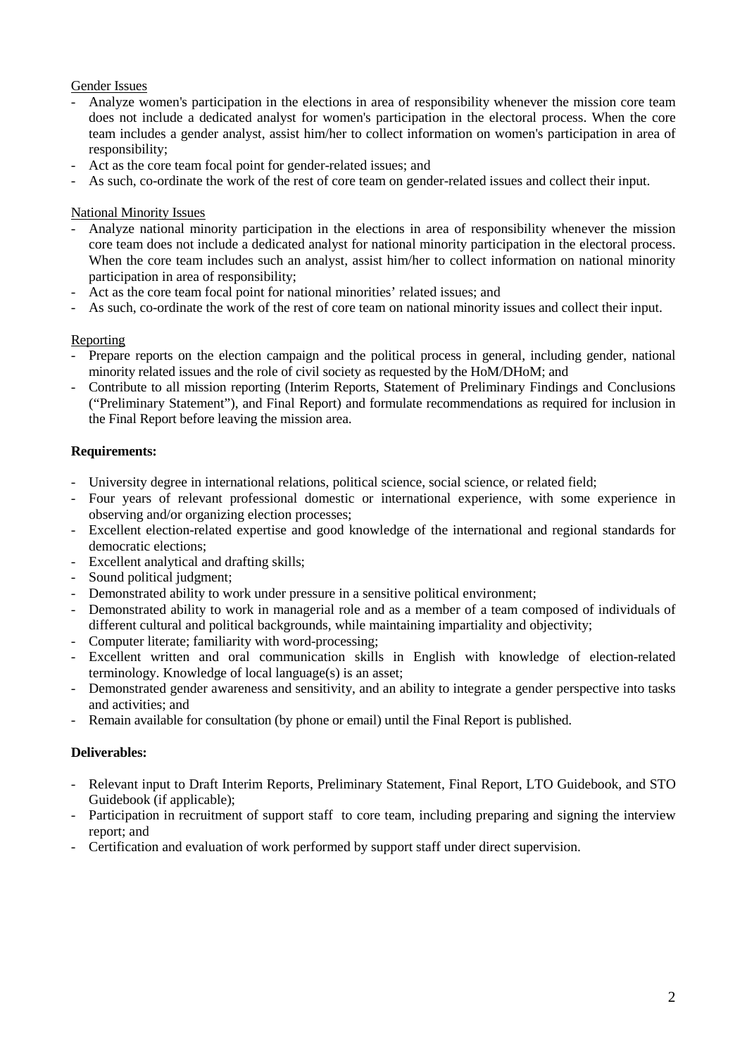Gender Issues

- Analyze women's participation in the elections in area of responsibility whenever the mission core team does not include a dedicated analyst for women's participation in the electoral process. When the core team includes a gender analyst, assist him/her to collect information on women's participation in area of responsibility;
- Act as the core team focal point for gender-related issues; and
- As such, co-ordinate the work of the rest of core team on gender-related issues and collect their input.

National Minority Issues

- Analyze national minority participation in the elections in area of responsibility whenever the mission core team does not include a dedicated analyst for national minority participation in the electoral process. When the core team includes such an analyst, assist him/her to collect information on national minority participation in area of responsibility;
- Act as the core team focal point for national minorities' related issues; and
- As such, co-ordinate the work of the rest of core team on national minority issues and collect their input.

Reporting

- Prepare reports on the election campaign and the political process in general, including gender, national minority related issues and the role of civil society as requested by the HoM/DHoM; and
- Contribute to all mission reporting (Interim Reports, Statement of Preliminary Findings and Conclusions ("Preliminary Statement"), and Final Report) and formulate recommendations as required for inclusion in the Final Report before leaving the mission area.

**Requirements:**

- University degree in international relations, political science, social science, or related field;
- Four years of relevant professional domestic or international experience, with some experience in observing and/or organizing election processes;
- Excellent election-related expertise and good knowledge of the international and regional standards for democratic elections;
- Excellent analytical and drafting skills;
- Sound political judgment;
- Demonstrated ability to work under pressure in a sensitive political environment;
- Demonstrated ability to work in managerial role and as a member of a team composed of individuals of different cultural and political backgrounds, while maintaining impartiality and objectivity;
- Computer literate; familiarity with word-processing;
- Excellent written and oral communication skills in English with knowledge of election-related terminology. Knowledge of local language(s) is an asset;
- Demonstrated gender awareness and sensitivity, and an ability to integrate a gender perspective into tasks and activities; and
- Remain available for consultation (by phone or email) until the Final Report is published.

**Deliverables:**

- Relevant input to Draft Interim Reports, Preliminary Statement, Final Report, LTO Guidebook, and STO Guidebook (if applicable);
- Participation in recruitment of support staff to core team, including preparing and signing the interview report; and
- Certification and evaluation of work performed by support staff under direct supervision.